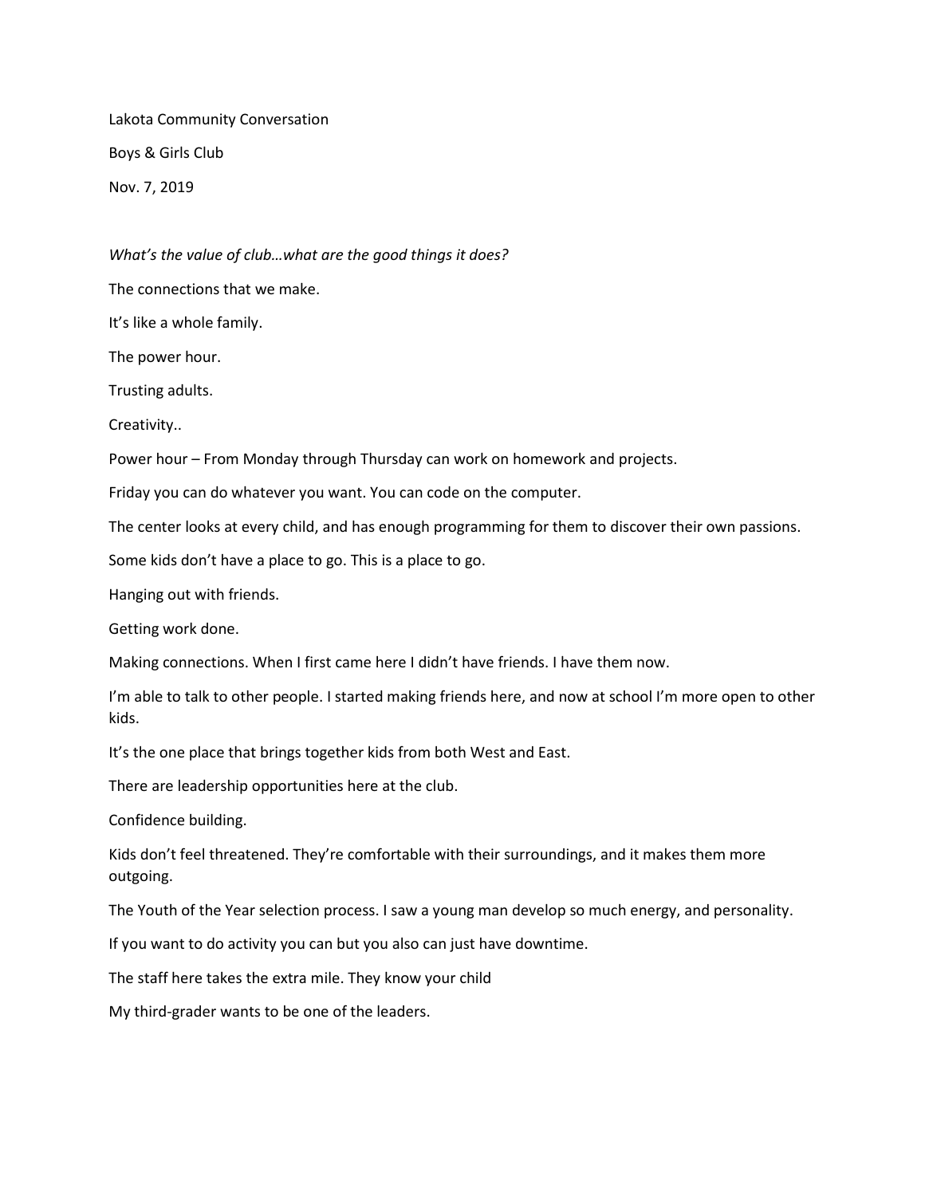Lakota Community Conversation

Boys & Girls Club

Nov. 7, 2019

*What's the value of club…what are the good things it does?*

The connections that we make.

It's like a whole family.

The power hour.

Trusting adults.

Creativity..

Power hour – From Monday through Thursday can work on homework and projects.

Friday you can do whatever you want. You can code on the computer.

The center looks at every child, and has enough programming for them to discover their own passions.

Some kids don't have a place to go. This is a place to go.

Hanging out with friends.

Getting work done.

Making connections. When I first came here I didn't have friends. I have them now.

I'm able to talk to other people. I started making friends here, and now at school I'm more open to other kids.

It's the one place that brings together kids from both West and East.

There are leadership opportunities here at the club.

Confidence building.

Kids don't feel threatened. They're comfortable with their surroundings, and it makes them more outgoing.

The Youth of the Year selection process. I saw a young man develop so much energy, and personality.

If you want to do activity you can but you also can just have downtime.

The staff here takes the extra mile. They know your child

My third-grader wants to be one of the leaders.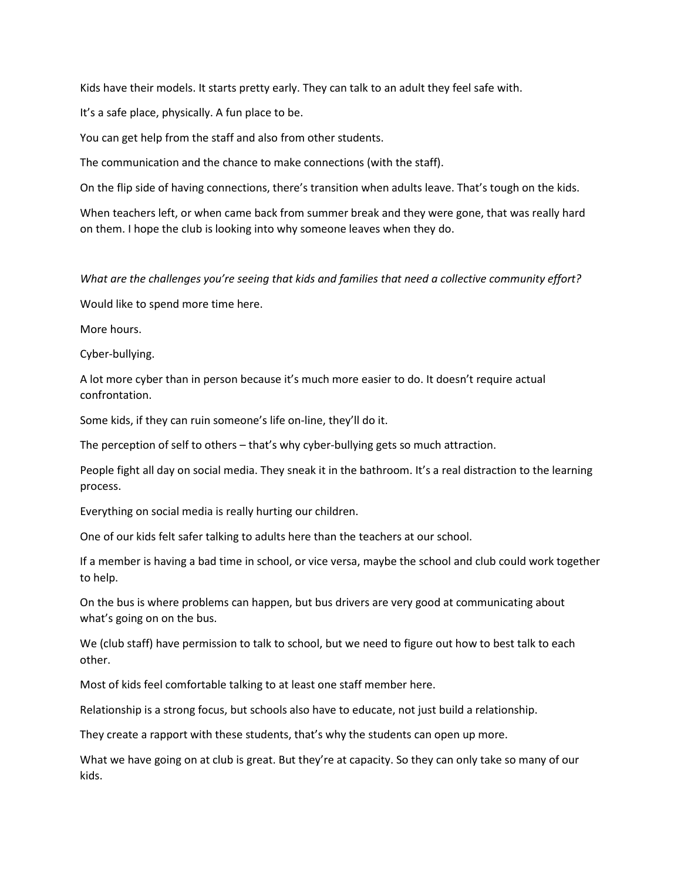Kids have their models. It starts pretty early. They can talk to an adult they feel safe with.

It's a safe place, physically. A fun place to be.

You can get help from the staff and also from other students.

The communication and the chance to make connections (with the staff).

On the flip side of having connections, there's transition when adults leave. That's tough on the kids.

When teachers left, or when came back from summer break and they were gone, that was really hard on them. I hope the club is looking into why someone leaves when they do.

*What are the challenges you're seeing that kids and families that need a collective community effort?*

Would like to spend more time here.

More hours.

Cyber-bullying.

A lot more cyber than in person because it's much more easier to do. It doesn't require actual confrontation.

Some kids, if they can ruin someone's life on-line, they'll do it.

The perception of self to others – that's why cyber-bullying gets so much attraction.

People fight all day on social media. They sneak it in the bathroom. It's a real distraction to the learning process.

Everything on social media is really hurting our children.

One of our kids felt safer talking to adults here than the teachers at our school.

If a member is having a bad time in school, or vice versa, maybe the school and club could work together to help.

On the bus is where problems can happen, but bus drivers are very good at communicating about what's going on on the bus.

We (club staff) have permission to talk to school, but we need to figure out how to best talk to each other.

Most of kids feel comfortable talking to at least one staff member here.

Relationship is a strong focus, but schools also have to educate, not just build a relationship.

They create a rapport with these students, that's why the students can open up more.

What we have going on at club is great. But they're at capacity. So they can only take so many of our kids.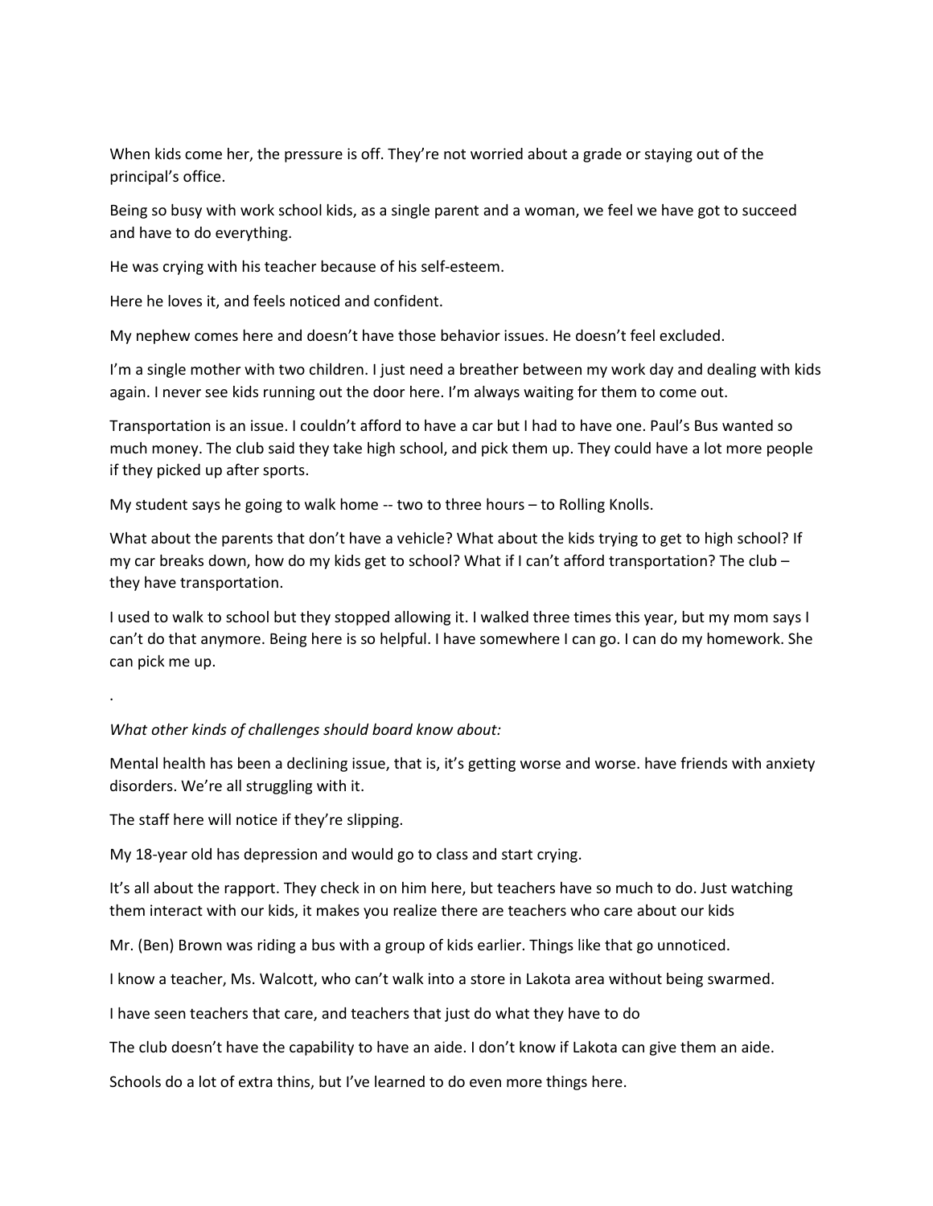When kids come her, the pressure is off. They're not worried about a grade or staying out of the principal's office.

Being so busy with work school kids, as a single parent and a woman, we feel we have got to succeed and have to do everything.

He was crying with his teacher because of his self-esteem.

Here he loves it, and feels noticed and confident.

My nephew comes here and doesn't have those behavior issues. He doesn't feel excluded.

I'm a single mother with two children. I just need a breather between my work day and dealing with kids again. I never see kids running out the door here. I'm always waiting for them to come out.

Transportation is an issue. I couldn't afford to have a car but I had to have one. Paul's Bus wanted so much money. The club said they take high school, and pick them up. They could have a lot more people if they picked up after sports.

My student says he going to walk home -- two to three hours – to Rolling Knolls.

What about the parents that don't have a vehicle? What about the kids trying to get to high school? If my car breaks down, how do my kids get to school? What if I can't afford transportation? The club – they have transportation.

I used to walk to school but they stopped allowing it. I walked three times this year, but my mom says I can't do that anymore. Being here is so helpful. I have somewhere I can go. I can do my homework. She can pick me up.

.

*What other kinds of challenges should board know about:*

Mental health has been a declining issue, that is, it's getting worse and worse. have friends with anxiety disorders. We're all struggling with it.

The staff here will notice if they're slipping.

My 18-year old has depression and would go to class and start crying.

It's all about the rapport. They check in on him here, but teachers have so much to do. Just watching them interact with our kids, it makes you realize there are teachers who care about our kids

Mr. (Ben) Brown was riding a bus with a group of kids earlier. Things like that go unnoticed.

I know a teacher, Ms. Walcott, who can't walk into a store in Lakota area without being swarmed.

I have seen teachers that care, and teachers that just do what they have to do

The club doesn't have the capability to have an aide. I don't know if Lakota can give them an aide.

Schools do a lot of extra thins, but I've learned to do even more things here.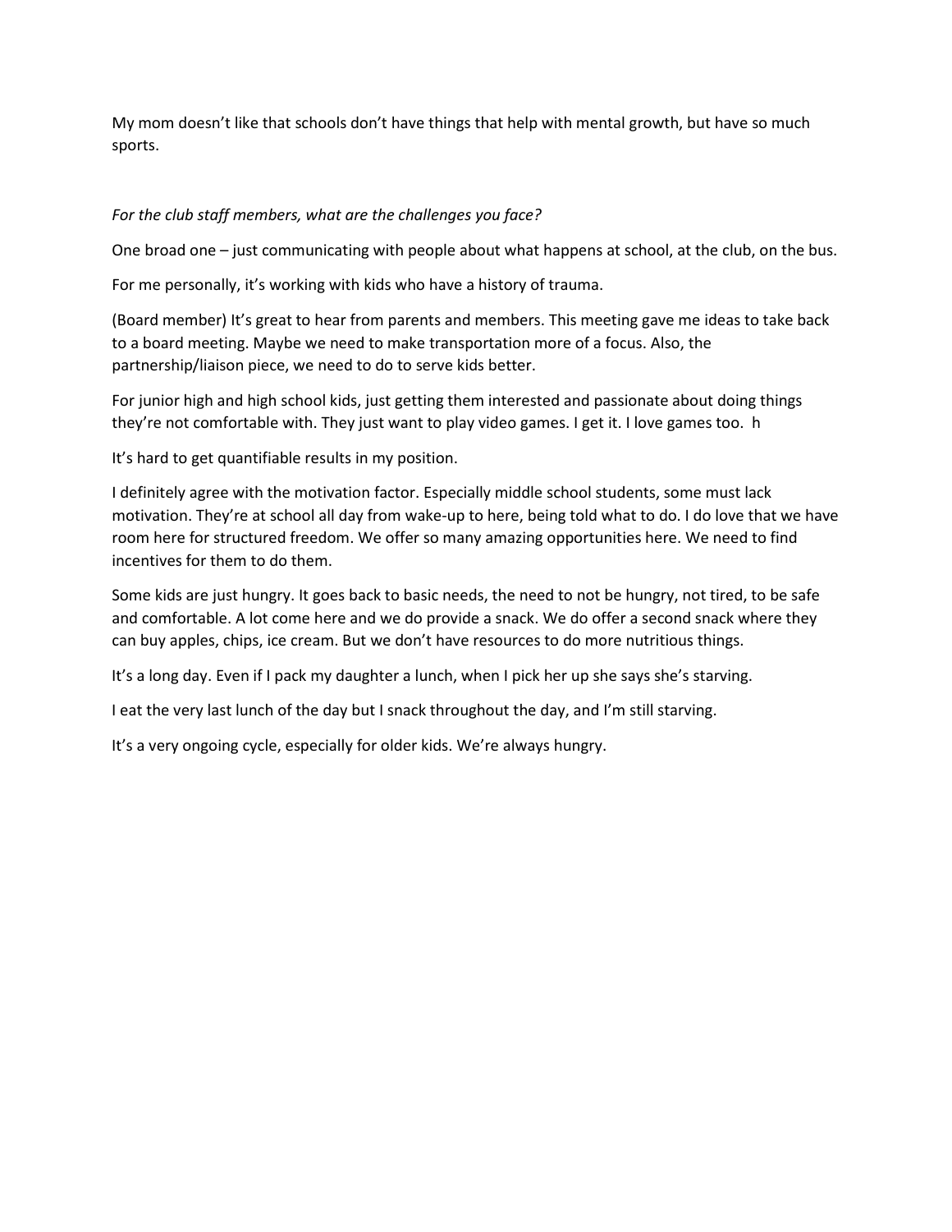My mom doesn't like that schools don't have things that help with mental growth, but have so much sports.

*For the club staff members, what are the challenges you face?*

One broad one – just communicating with people about what happens at school, at the club, on the bus.

For me personally, it's working with kids who have a history of trauma.

(Board member) It's great to hear from parents and members. This meeting gave me ideas to take back to a board meeting. Maybe we need to make transportation more of a focus. Also, the partnership/liaison piece, we need to do to serve kids better.

For junior high and high school kids, just getting them interested and passionate about doing things they're not comfortable with. They just want to play video games. I get it. I love games too. h

It's hard to get quantifiable results in my position.

I definitely agree with the motivation factor. Especially middle school students, some must lack motivation. They're at school all day from wake-up to here, being told what to do. I do love that we have room here for structured freedom. We offer so many amazing opportunities here. We need to find incentives for them to do them.

Some kids are just hungry. It goes back to basic needs, the need to not be hungry, not tired, to be safe and comfortable. A lot come here and we do provide a snack. We do offer a second snack where they can buy apples, chips, ice cream. But we don't have resources to do more nutritious things.

It's a long day. Even if I pack my daughter a lunch, when I pick her up she says she's starving.

I eat the very last lunch of the day but I snack throughout the day, and I'm still starving.

It's a very ongoing cycle, especially for older kids. We're always hungry.